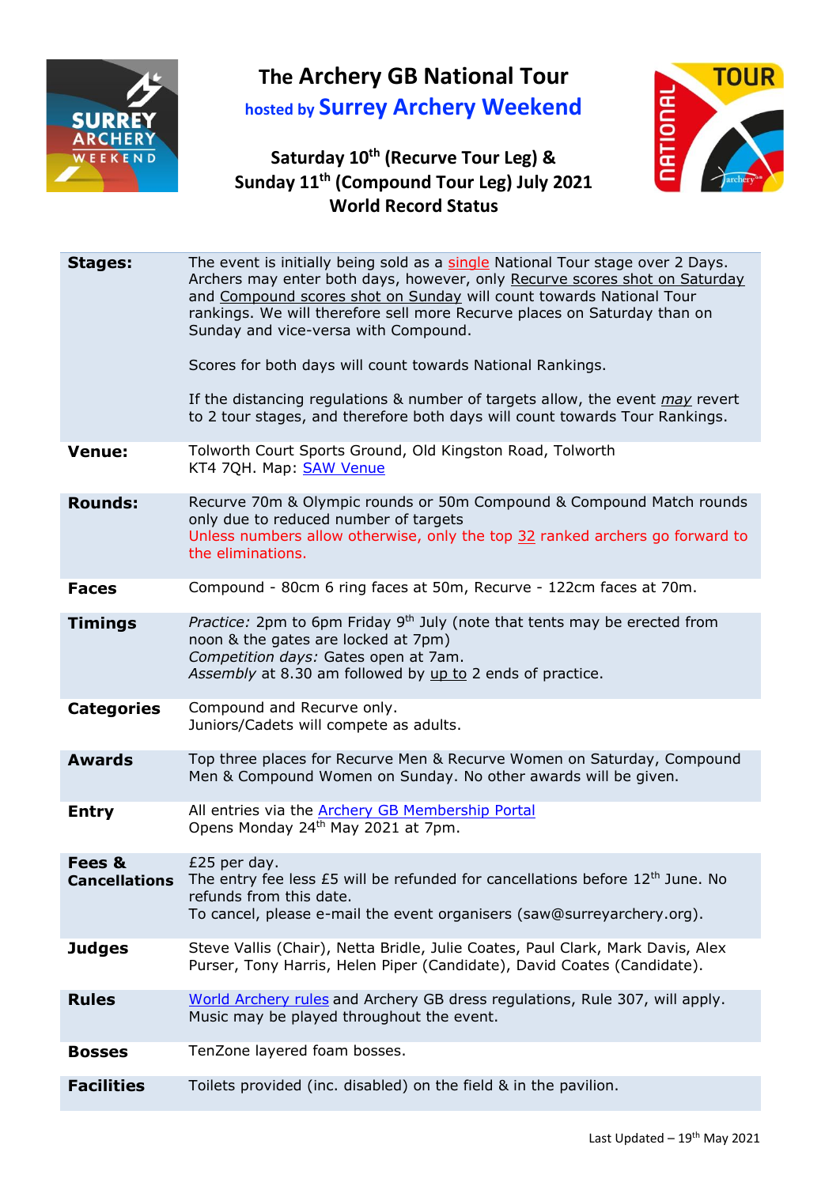# The Archery GB National Tour

## hosted by Surrey Archery Weekend

### Saturday 10th (Recurve Tour Leg) & Sunday 11th (Compound Tour Leg) July 2021
### World Record Status

| | |
|---|---|
| **Stages:** | The event is initially being sold as a single National Tour stage over 2 Days. Archers may enter both days, however, only Recurve scores shot on Saturday and Compound scores shot on Sunday will count towards National Tour rankings. We will therefore sell more Recurve places on Saturday than on Sunday and vice-versa with Compound.<br><br>Scores for both days will count towards National Rankings.<br><br>If the distancing regulations & number of targets allow, the event *may* revert to 2 tour stages, and therefore both days will count towards Tour Rankings. |
| **Venue:** | Tolworth Court Sports Ground, Old Kingston Road, Tolworth KT4 7QH. Map: SAW Venue |
| **Rounds:** | Recurve 70m & Olympic rounds or 50m Compound & Compound Match rounds only due to reduced number of targets<br>Unless numbers allow otherwise, only the top 32 ranked archers go forward to the eliminations. |
| **Faces** | Compound - 80cm 6 ring faces at 50m, Recurve - 122cm faces at 70m. |
| **Timings** | *Practice:* 2pm to 6pm Friday 9th July (note that tents may be erected from noon & the gates are locked at 7pm)<br>*Competition days:* Gates open at 7am.<br>*Assembly* at 8.30 am followed by up to 2 ends of practice. |
| **Categories** | Compound and Recurve only.<br>Juniors/Cadets will compete as adults. |
| **Awards** | Top three places for Recurve Men & Recurve Women on Saturday, Compound Men & Compound Women on Sunday. No other awards will be given. |
| **Entry** | All entries via the Archery GB Membership Portal<br>Opens Monday 24th May 2021 at 7pm. |
| **Fees & Cancellations** | £25 per day.<br>The entry fee less £5 will be refunded for cancellations before 12th June. No refunds from this date.<br>To cancel, please e-mail the event organisers (saw@surreyarchery.org). |
| **Judges** | Steve Vallis (Chair), Netta Bridle, Julie Coates, Paul Clark, Mark Davis, Alex Purser, Tony Harris, Helen Piper (Candidate), David Coates (Candidate). |
| **Rules** | World Archery rules and Archery GB dress regulations, Rule 307, will apply. Music may be played throughout the event. |
| **Bosses** | TenZone layered foam bosses. |
| **Facilities** | Toilets provided (inc. disabled) on the field & in the pavilion. |

Last Updated – 19th May 2021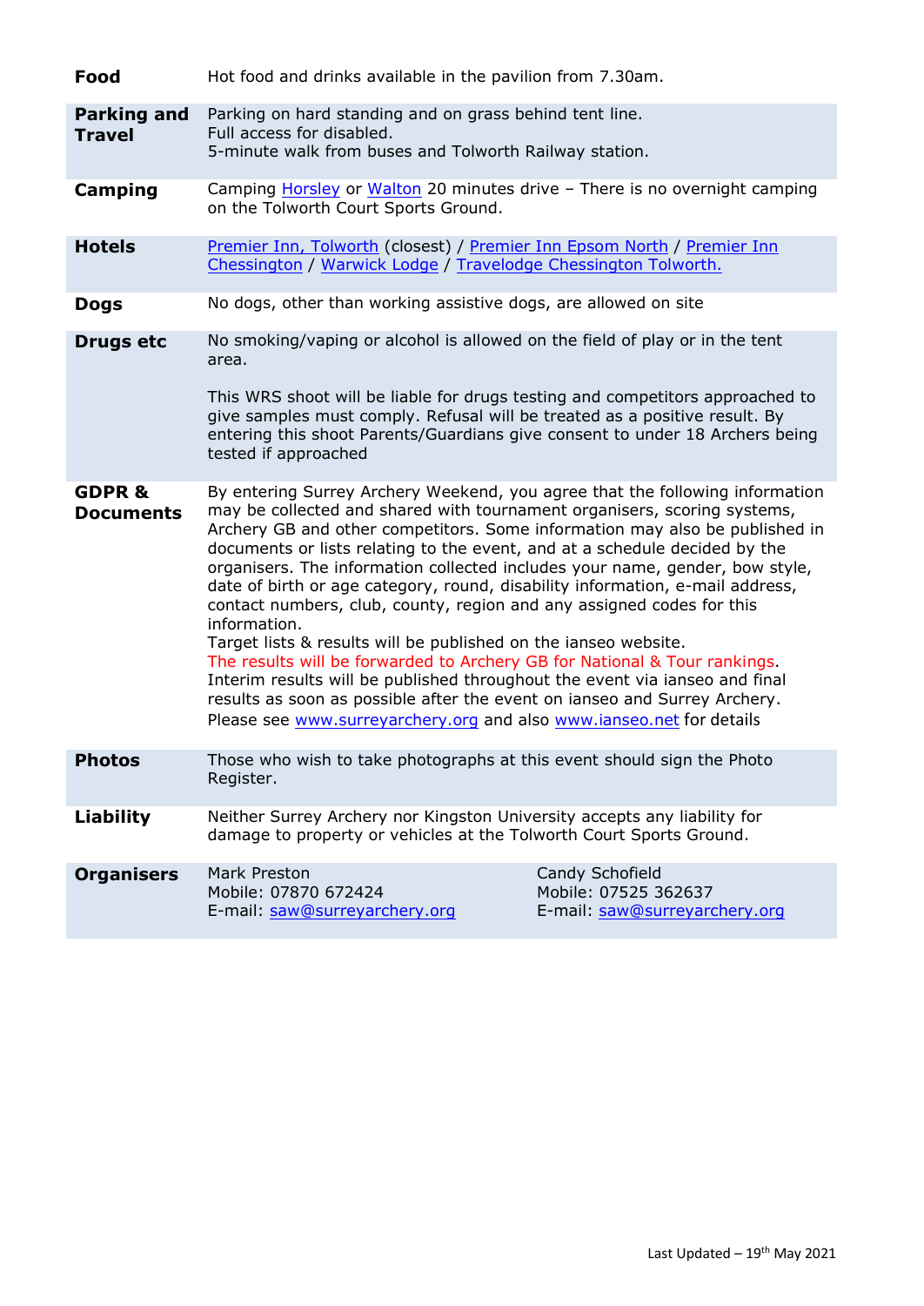| | |
|---|---|
| **Food** | Hot food and drinks available in the pavilion from 7.30am. |
| **Parking and Travel** | Parking on hard standing and on grass behind tent line.<br>Full access for disabled.<br>5-minute walk from buses and Tolworth Railway station. |
| **Camping** | Camping Horsley or Walton 20 minutes drive – There is no overnight camping on the Tolworth Court Sports Ground. |
| **Hotels** | Premier Inn, Tolworth (closest) / Premier Inn Epsom North / Premier Inn Chessington / Warwick Lodge / Travelodge Chessington Tolworth. |
| **Dogs** | No dogs, other than working assistive dogs, are allowed on site |
| **Drugs etc** | No smoking/vaping or alcohol is allowed on the field of play or in the tent area.<br><br>This WRS shoot will be liable for drugs testing and competitors approached to give samples must comply. Refusal will be treated as a positive result. By entering this shoot Parents/Guardians give consent to under 18 Archers being tested if approached |
| **GDPR & Documents** | By entering Surrey Archery Weekend, you agree that the following information may be collected and shared with tournament organisers, scoring systems, Archery GB and other competitors. Some information may also be published in documents or lists relating to the event, and at a schedule decided by the organisers. The information collected includes your name, gender, bow style, date of birth or age category, round, disability information, e-mail address, contact numbers, club, county, region and any assigned codes for this information.<br>Target lists & results will be published on the ianseo website.<br>The results will be forwarded to Archery GB for National & Tour rankings.<br>Interim results will be published throughout the event via ianseo and final results as soon as possible after the event on ianseo and Surrey Archery.<br>Please see www.surreyarchery.org and also www.ianseo.net for details |
| **Photos** | Those who wish to take photographs at this event should sign the Photo Register. |
| **Liability** | Neither Surrey Archery nor Kingston University accepts any liability for damage to property or vehicles at the Tolworth Court Sports Ground. |
| **Organisers** | Mark Preston<br>Mobile: 07870 672424<br>E-mail: saw@surreyarchery.org<br><br>Candy Schofield<br>Mobile: 07525 362637<br>E-mail: saw@surreyarchery.org |

Last Updated – 19th May 2021